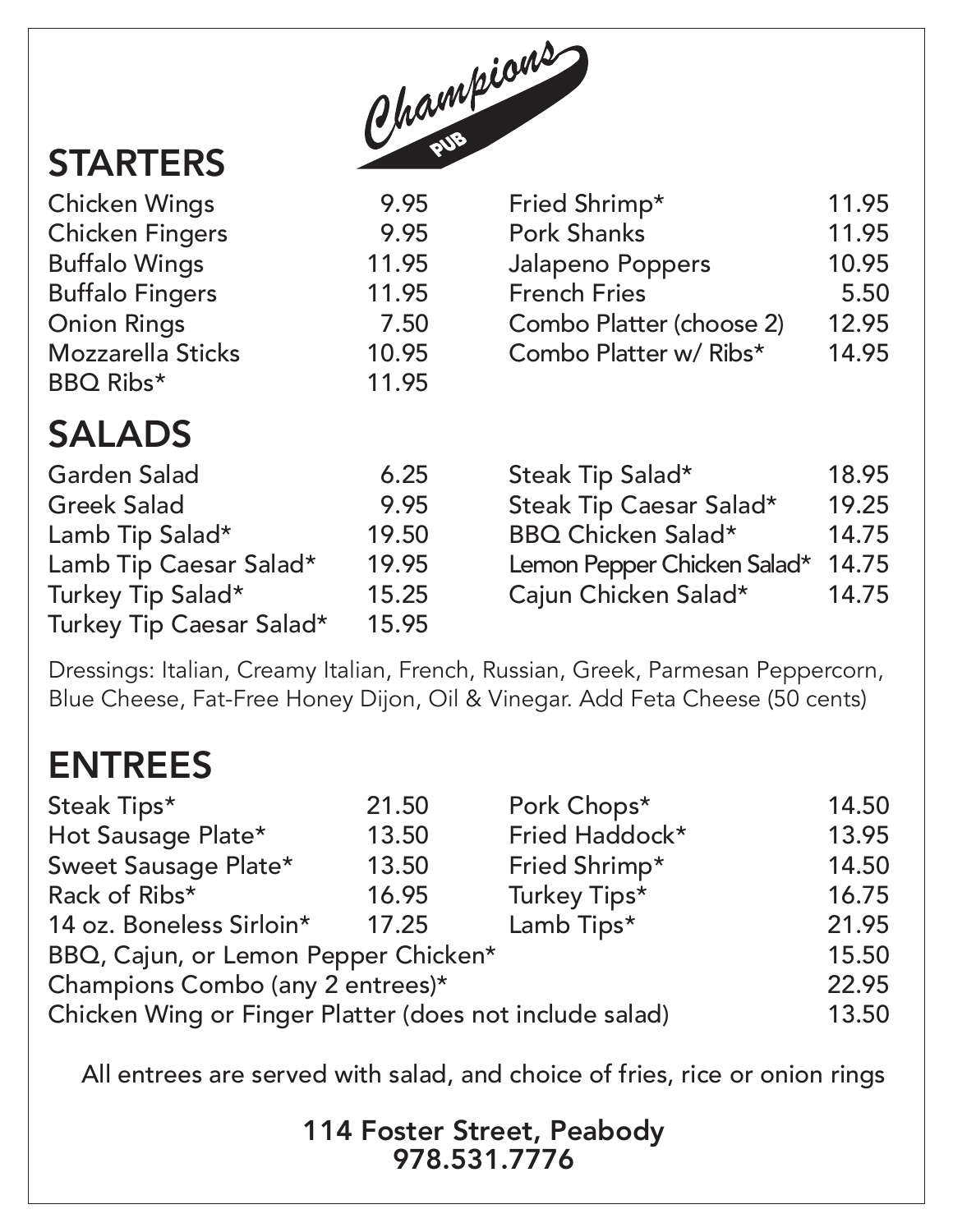# Champions PUB

## STARTERS

| Item | Price |
|---|---|
| Chicken Wings | 9.95 |
| Chicken Fingers | 9.95 |
| Buffalo Wings | 11.95 |
| Buffalo Fingers | 11.95 |
| Onion Rings | 7.50 |
| Mozzarella Sticks | 10.95 |
| BBQ Ribs* | 11.95 |
| Fried Shrimp* | 11.95 |
| Pork Shanks | 11.95 |
| Jalapeno Poppers | 10.95 |
| French Fries | 5.50 |
| Combo Platter (choose 2) | 12.95 |
| Combo Platter w/ Ribs* | 14.95 |

## SALADS

| Item | Price |
|---|---|
| Garden Salad | 6.25 |
| Greek Salad | 9.95 |
| Lamb Tip Salad* | 19.50 |
| Lamb Tip Caesar Salad* | 19.95 |
| Turkey Tip Salad* | 15.25 |
| Turkey Tip Caesar Salad* | 15.95 |
| Steak Tip Salad* | 18.95 |
| Steak Tip Caesar Salad* | 19.25 |
| BBQ Chicken Salad* | 14.75 |
| Lemon Pepper Chicken Salad* | 14.75 |
| Cajun Chicken Salad* | 14.75 |

Dressings: Italian, Creamy Italian, French, Russian, Greek, Parmesan Peppercorn, Blue Cheese, Fat-Free Honey Dijon, Oil & Vinegar. Add Feta Cheese (50 cents)

## ENTREES

| Item | Price |
|---|---|
| Steak Tips* | 21.50 |
| Hot Sausage Plate* | 13.50 |
| Sweet Sausage Plate* | 13.50 |
| Rack of Ribs* | 16.95 |
| 14 oz. Boneless Sirloin* | 17.25 |
| Pork Chops* | 14.50 |
| Fried Haddock* | 13.95 |
| Fried Shrimp* | 14.50 |
| Turkey Tips* | 16.75 |
| Lamb Tips* | 21.95 |
| BBQ, Cajun, or Lemon Pepper Chicken* | 15.50 |
| Champions Combo (any 2 entrees)* | 22.95 |
| Chicken Wing or Finger Platter (does not include salad) | 13.50 |

All entrees are served with salad, and choice of fries, rice or onion rings

**114 Foster Street, Peabody**
**978.531.7776**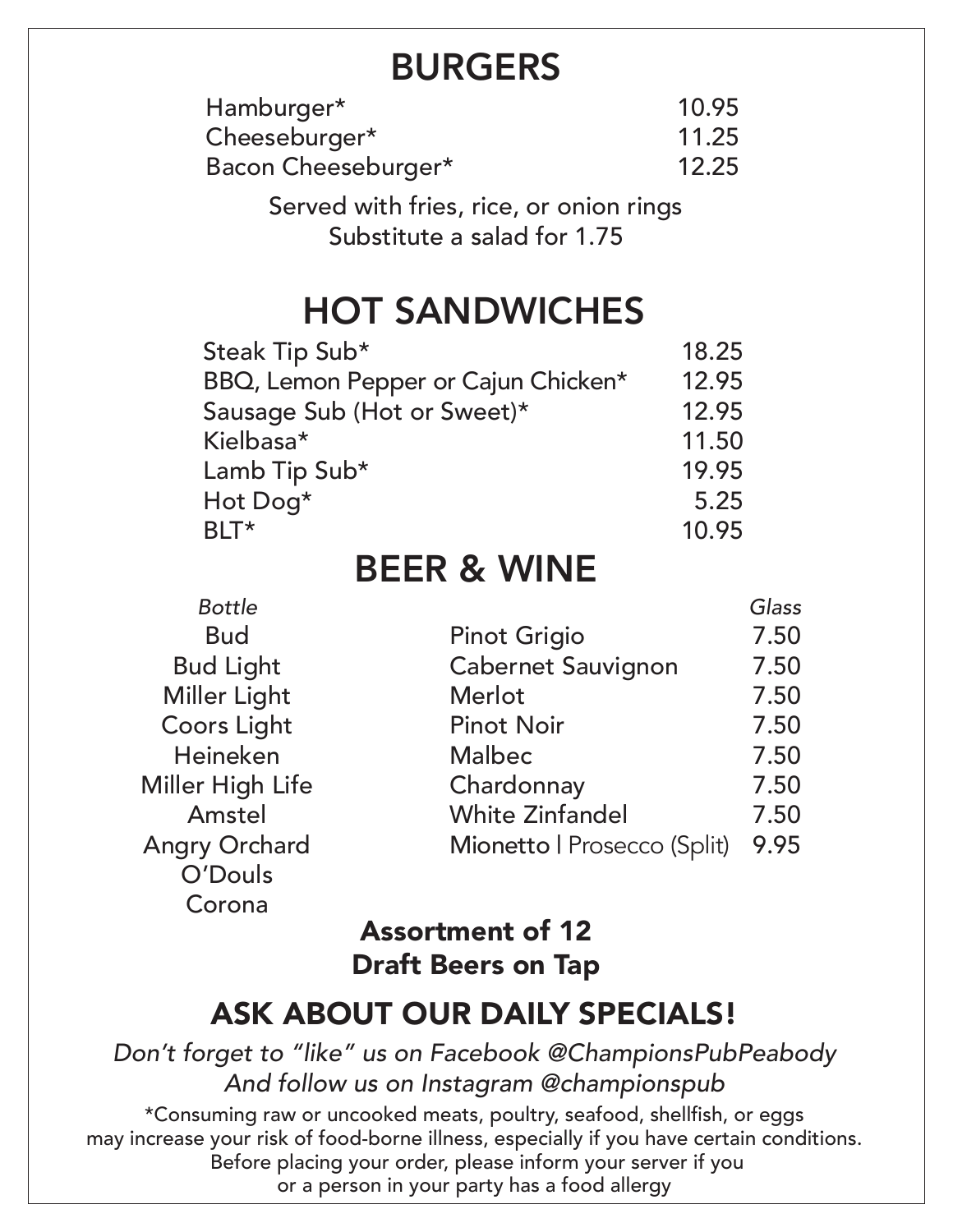## BURGERS

| | |
|---|---|
| Hamburger* | 10.95 |
| Cheeseburger* | 11.25 |
| Bacon Cheeseburger* | 12.25 |

Served with fries, rice, or onion rings
Substitute a salad for 1.75

## HOT SANDWICHES

| | |
|---|---|
| Steak Tip Sub* | 18.25 |
| BBQ, Lemon Pepper or Cajun Chicken* | 12.95 |
| Sausage Sub (Hot or Sweet)* | 12.95 |
| Kielbasa* | 11.50 |
| Lamb Tip Sub* | 19.95 |
| Hot Dog* | 5.25 |
| BLT* | 10.95 |

## BEER & WINE

*Bottle*

- Bud
- Bud Light
- Miller Light
- Coors Light
- Heineken
- Miller High Life
- Amstel
- Angry Orchard
- O'Douls
- Corona

| | *Glass* |
|---|---|
| Pinot Grigio | 7.50 |
| Cabernet Sauvignon | 7.50 |
| Merlot | 7.50 |
| Pinot Noir | 7.50 |
| Malbec | 7.50 |
| Chardonnay | 7.50 |
| White Zinfandel | 7.50 |
| Mionetto \| Prosecco (Split) | 9.95 |

**Assortment of 12**
**Draft Beers on Tap**

## ASK ABOUT OUR DAILY SPECIALS!

*Don't forget to "like" us on Facebook @ChampionsPubPeabody*
*And follow us on Instagram @championspub*

*Consuming raw or uncooked meats, poultry, seafood, shellfish, or eggs may increase your risk of food-borne illness, especially if you have certain conditions. Before placing your order, please inform your server if you or a person in your party has a food allergy